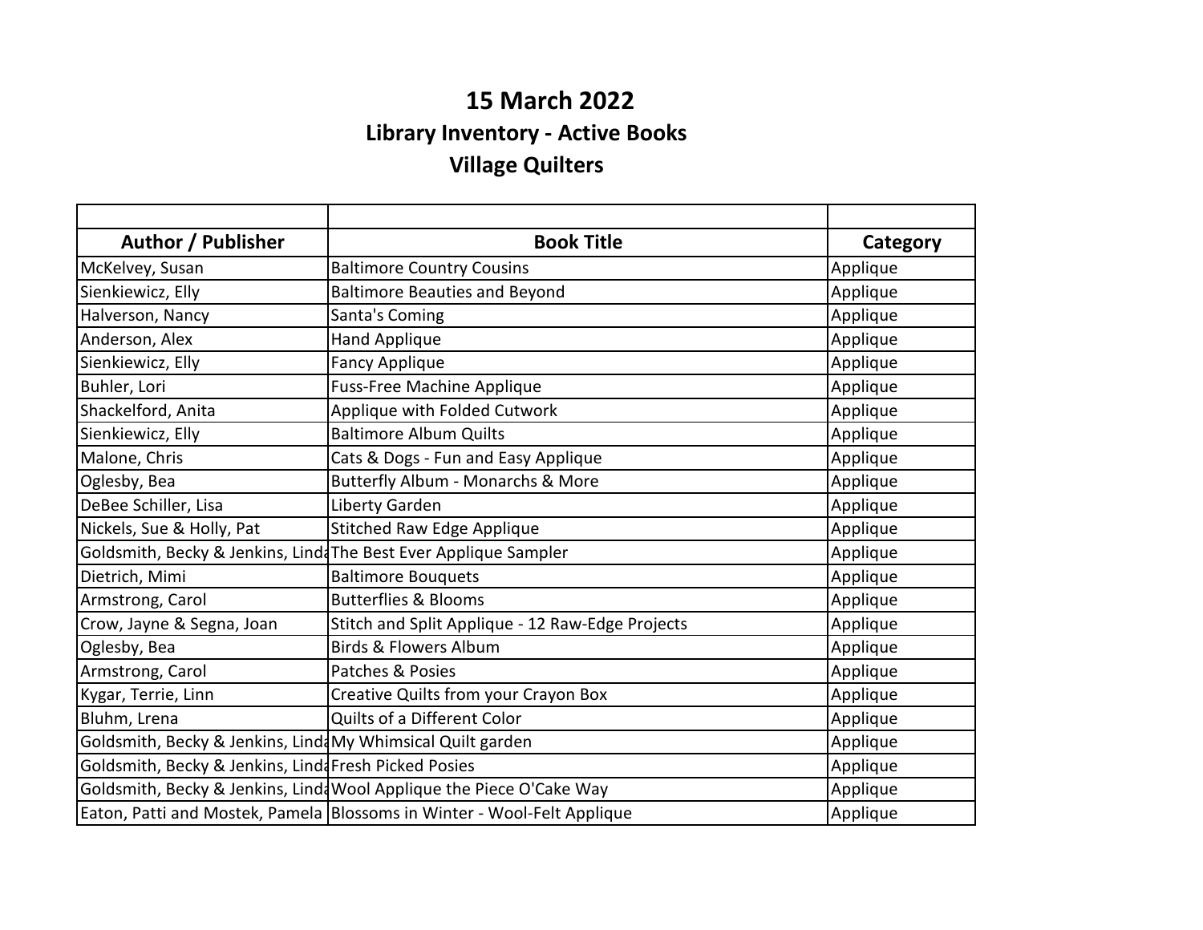# 15 March 2022

## Library Inventory - Active Books

## Village Quilters

| Author / Publisher | Book Title | Category |
|---|---|---|
| McKelvey, Susan | Baltimore Country Cousins | Applique |
| Sienkiewicz, Elly | Baltimore Beauties and Beyond | Applique |
| Halverson, Nancy | Santa's Coming | Applique |
| Anderson, Alex | Hand Applique | Applique |
| Sienkiewicz, Elly | Fancy Applique | Applique |
| Buhler, Lori | Fuss-Free Machine Applique | Applique |
| Shackelford, Anita | Applique with Folded Cutwork | Applique |
| Sienkiewicz, Elly | Baltimore Album Quilts | Applique |
| Malone, Chris | Cats & Dogs - Fun and Easy Applique | Applique |
| Oglesby, Bea | Butterfly Album - Monarchs & More | Applique |
| DeBee Schiller, Lisa | Liberty Garden | Applique |
| Nickels, Sue & Holly, Pat | Stitched Raw Edge Applique | Applique |
| Goldsmith, Becky & Jenkins, Linda | The Best Ever Applique Sampler | Applique |
| Dietrich, Mimi | Baltimore Bouquets | Applique |
| Armstrong, Carol | Butterflies & Blooms | Applique |
| Crow, Jayne & Segna, Joan | Stitch and Split Applique - 12 Raw-Edge Projects | Applique |
| Oglesby, Bea | Birds & Flowers Album | Applique |
| Armstrong, Carol | Patches & Posies | Applique |
| Kygar, Terrie, Linn | Creative Quilts from your Crayon Box | Applique |
| Bluhm, Lrena | Quilts of a Different Color | Applique |
| Goldsmith, Becky & Jenkins, Linda | My Whimsical Quilt garden | Applique |
| Goldsmith, Becky & Jenkins, Linda | Fresh Picked Posies | Applique |
| Goldsmith, Becky & Jenkins, Linda | Wool Applique the Piece O'Cake Way | Applique |
| Eaton, Patti and Mostek, Pamela | Blossoms in Winter - Wool-Felt Applique | Applique |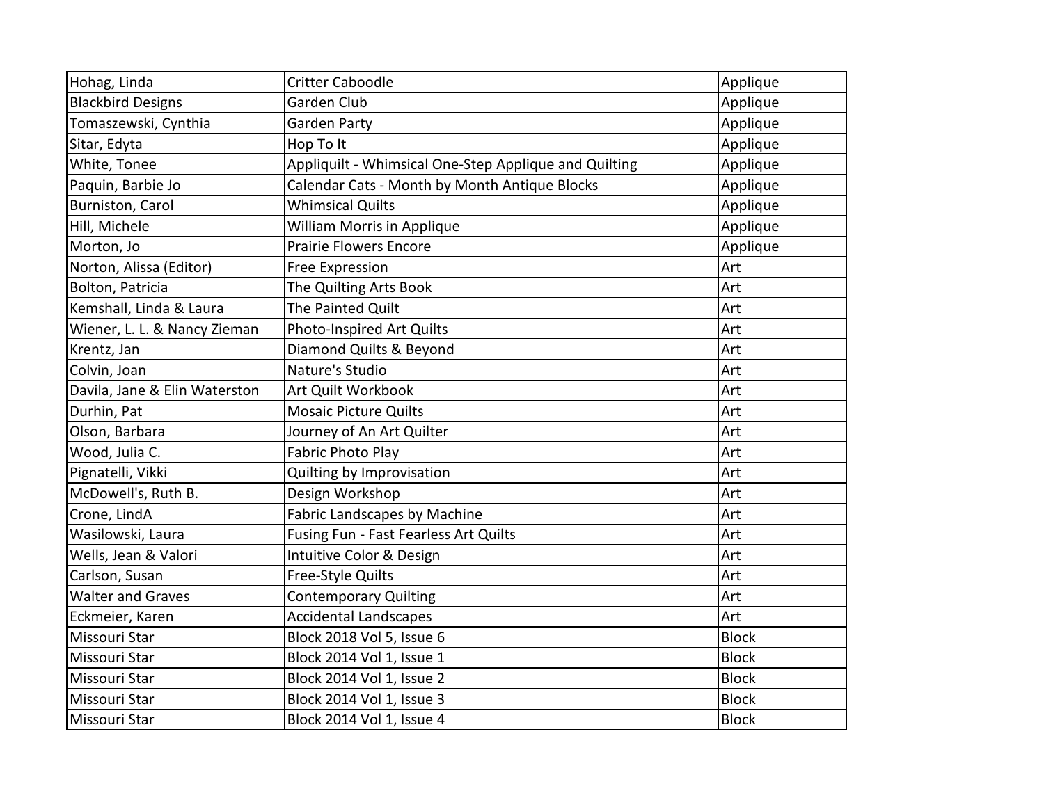| Hohag, Linda | Critter Caboodle | Applique |
|---|---|---|
| Blackbird Designs | Garden Club | Applique |
| Tomaszewski, Cynthia | Garden Party | Applique |
| Sitar, Edyta | Hop To It | Applique |
| White, Tonee | Appliquilt - Whimsical One-Step Applique and Quilting | Applique |
| Paquin, Barbie Jo | Calendar Cats - Month by Month Antique Blocks | Applique |
| Burniston, Carol | Whimsical Quilts | Applique |
| Hill, Michele | William Morris in Applique | Applique |
| Morton, Jo | Prairie Flowers Encore | Applique |
| Norton, Alissa (Editor) | Free Expression | Art |
| Bolton, Patricia | The Quilting Arts Book | Art |
| Kemshall, Linda & Laura | The Painted Quilt | Art |
| Wiener, L. L. & Nancy Zieman | Photo-Inspired Art Quilts | Art |
| Krentz, Jan | Diamond Quilts & Beyond | Art |
| Colvin, Joan | Nature's Studio | Art |
| Davila, Jane & Elin Waterston | Art Quilt Workbook | Art |
| Durhin, Pat | Mosaic Picture Quilts | Art |
| Olson, Barbara | Journey of An Art Quilter | Art |
| Wood, Julia C. | Fabric Photo Play | Art |
| Pignatelli, Vikki | Quilting by Improvisation | Art |
| McDowell's, Ruth B. | Design Workshop | Art |
| Crone, LindA | Fabric Landscapes by Machine | Art |
| Wasilowski, Laura | Fusing Fun - Fast Fearless Art Quilts | Art |
| Wells, Jean & Valori | Intuitive Color & Design | Art |
| Carlson, Susan | Free-Style Quilts | Art |
| Walter and Graves | Contemporary Quilting | Art |
| Eckmeier, Karen | Accidental Landscapes | Art |
| Missouri Star | Block 2018 Vol 5, Issue 6 | Block |
| Missouri Star | Block 2014 Vol 1, Issue 1 | Block |
| Missouri Star | Block 2014 Vol 1, Issue 2 | Block |
| Missouri Star | Block 2014 Vol 1, Issue 3 | Block |
| Missouri Star | Block 2014 Vol 1, Issue 4 | Block |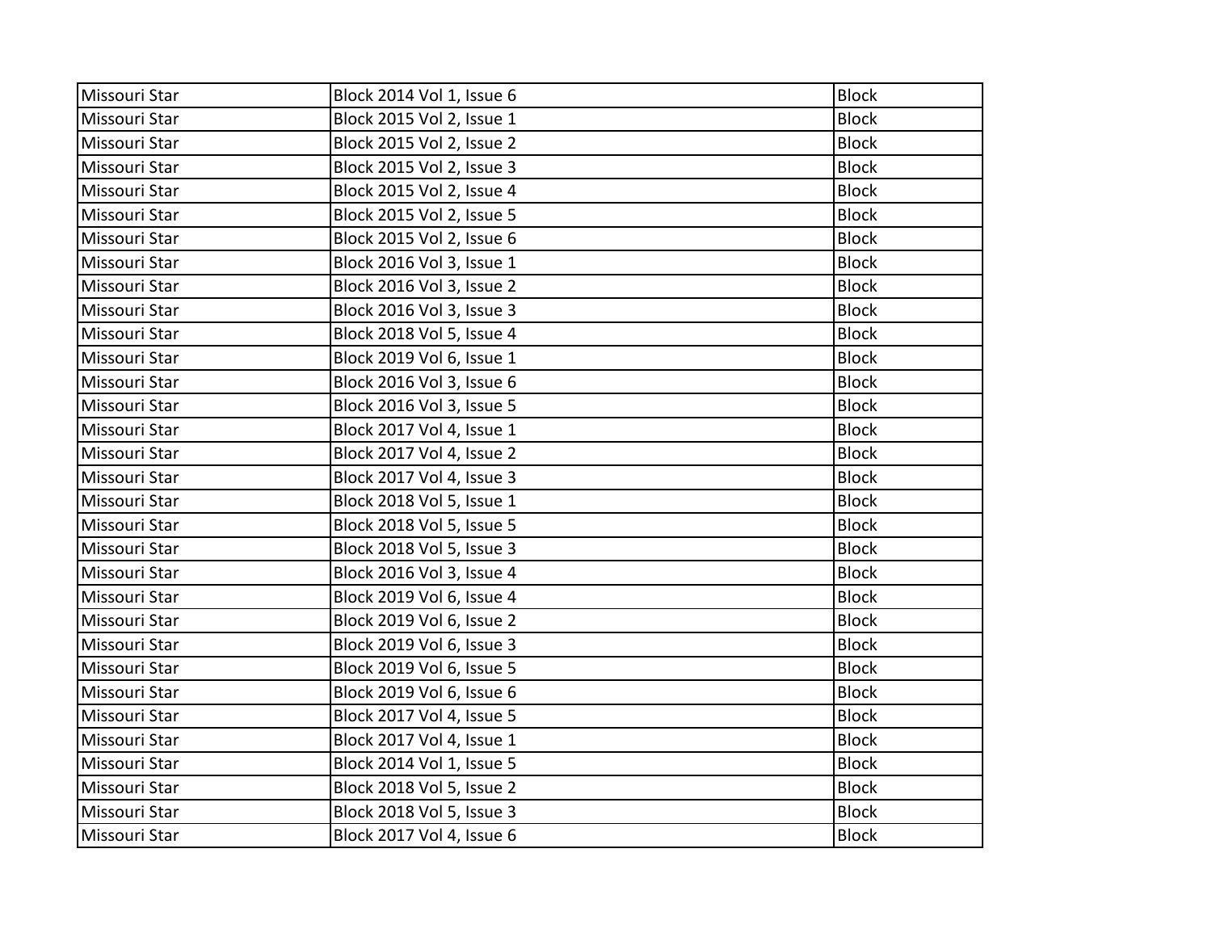| Missouri Star | Block 2014 Vol 1, Issue 6 | Block |
|---|---|---|
| Missouri Star | Block 2015 Vol 2, Issue 1 | Block |
| Missouri Star | Block 2015 Vol 2, Issue 2 | Block |
| Missouri Star | Block 2015 Vol 2, Issue 3 | Block |
| Missouri Star | Block 2015 Vol 2, Issue 4 | Block |
| Missouri Star | Block 2015 Vol 2, Issue 5 | Block |
| Missouri Star | Block 2015 Vol 2, Issue 6 | Block |
| Missouri Star | Block 2016 Vol 3, Issue 1 | Block |
| Missouri Star | Block 2016 Vol 3, Issue 2 | Block |
| Missouri Star | Block 2016 Vol 3, Issue 3 | Block |
| Missouri Star | Block 2018 Vol 5, Issue 4 | Block |
| Missouri Star | Block 2019 Vol 6, Issue 1 | Block |
| Missouri Star | Block 2016 Vol 3, Issue 6 | Block |
| Missouri Star | Block 2016 Vol 3, Issue 5 | Block |
| Missouri Star | Block 2017 Vol 4, Issue 1 | Block |
| Missouri Star | Block 2017 Vol 4, Issue 2 | Block |
| Missouri Star | Block 2017 Vol 4, Issue 3 | Block |
| Missouri Star | Block 2018 Vol 5, Issue 1 | Block |
| Missouri Star | Block 2018 Vol 5, Issue 5 | Block |
| Missouri Star | Block 2018 Vol 5, Issue 3 | Block |
| Missouri Star | Block 2016 Vol 3, Issue 4 | Block |
| Missouri Star | Block 2019 Vol 6, Issue 4 | Block |
| Missouri Star | Block 2019 Vol 6, Issue 2 | Block |
| Missouri Star | Block 2019 Vol 6, Issue 3 | Block |
| Missouri Star | Block 2019 Vol 6, Issue 5 | Block |
| Missouri Star | Block 2019 Vol 6, Issue 6 | Block |
| Missouri Star | Block 2017 Vol 4, Issue 5 | Block |
| Missouri Star | Block 2017 Vol 4, Issue 1 | Block |
| Missouri Star | Block 2014 Vol 1, Issue 5 | Block |
| Missouri Star | Block 2018 Vol 5, Issue 2 | Block |
| Missouri Star | Block 2018 Vol 5, Issue 3 | Block |
| Missouri Star | Block 2017 Vol 4, Issue 6 | Block |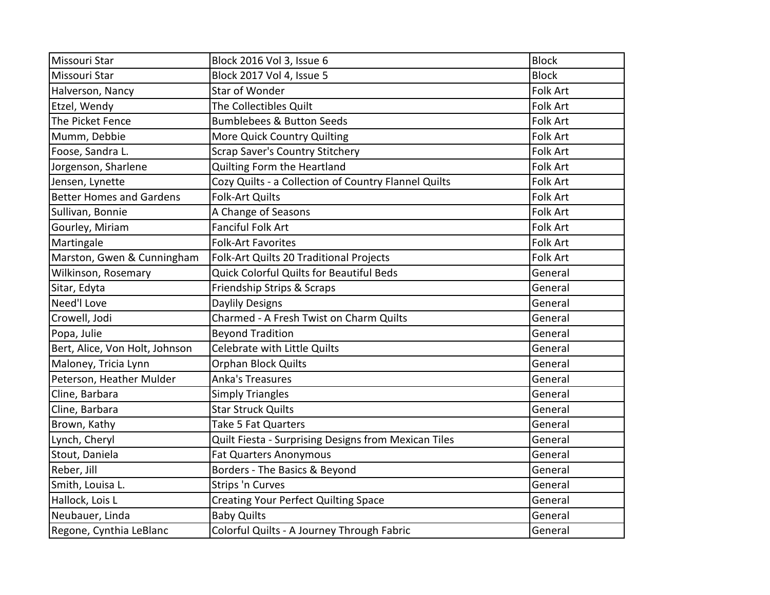| | | |
|---|---|---|
| Missouri Star | Block 2016 Vol 3, Issue 6 | Block |
| Missouri Star | Block 2017 Vol 4, Issue 5 | Block |
| Halverson, Nancy | Star of Wonder | Folk Art |
| Etzel, Wendy | The Collectibles Quilt | Folk Art |
| The Picket Fence | Bumblebees & Button Seeds | Folk Art |
| Mumm, Debbie | More Quick Country Quilting | Folk Art |
| Foose, Sandra L. | Scrap Saver's Country Stitchery | Folk Art |
| Jorgenson, Sharlene | Quilting Form the Heartland | Folk Art |
| Jensen, Lynette | Cozy Quilts - a Collection of Country Flannel Quilts | Folk Art |
| Better Homes and Gardens | Folk-Art Quilts | Folk Art |
| Sullivan, Bonnie | A Change of Seasons | Folk Art |
| Gourley, Miriam | Fanciful Folk Art | Folk Art |
| Martingale | Folk-Art Favorites | Folk Art |
| Marston, Gwen & Cunningham | Folk-Art Quilts 20 Traditional Projects | Folk Art |
| Wilkinson, Rosemary | Quick Colorful Quilts for Beautiful Beds | General |
| Sitar, Edyta | Friendship Strips & Scraps | General |
| Need'l Love | Daylily Designs | General |
| Crowell, Jodi | Charmed - A Fresh Twist on Charm Quilts | General |
| Popa, Julie | Beyond Tradition | General |
| Bert, Alice, Von Holt, Johnson | Celebrate with Little Quilts | General |
| Maloney, Tricia Lynn | Orphan Block Quilts | General |
| Peterson, Heather Mulder | Anka's Treasures | General |
| Cline, Barbara | Simply Triangles | General |
| Cline, Barbara | Star Struck Quilts | General |
| Brown, Kathy | Take 5 Fat Quarters | General |
| Lynch, Cheryl | Quilt Fiesta - Surprising Designs from Mexican Tiles | General |
| Stout, Daniela | Fat Quarters Anonymous | General |
| Reber, Jill | Borders - The Basics & Beyond | General |
| Smith, Louisa L. | Strips 'n Curves | General |
| Hallock, Lois L | Creating Your Perfect Quilting Space | General |
| Neubauer, Linda | Baby Quilts | General |
| Regone, Cynthia LeBlanc | Colorful Quilts - A Journey Through Fabric | General |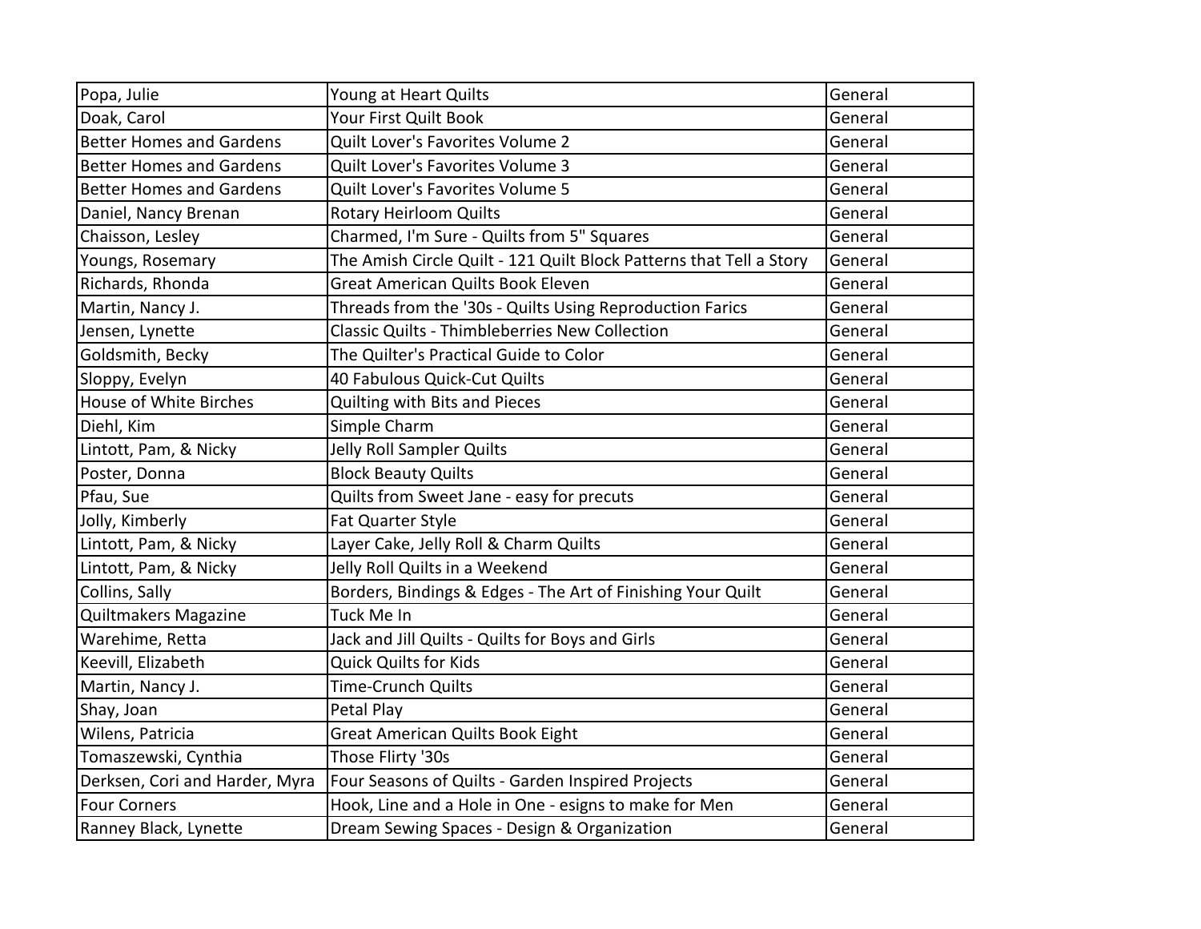| | | |
|---|---|---|
| Popa, Julie | Young at Heart Quilts | General |
| Doak, Carol | Your First Quilt Book | General |
| Better Homes and Gardens | Quilt Lover's Favorites Volume 2 | General |
| Better Homes and Gardens | Quilt Lover's Favorites Volume 3 | General |
| Better Homes and Gardens | Quilt Lover's Favorites Volume 5 | General |
| Daniel, Nancy Brenan | Rotary Heirloom Quilts | General |
| Chaisson, Lesley | Charmed, I'm Sure - Quilts from 5" Squares | General |
| Youngs, Rosemary | The Amish Circle Quilt - 121 Quilt Block Patterns that Tell a Story | General |
| Richards, Rhonda | Great American Quilts Book Eleven | General |
| Martin, Nancy J. | Threads from the '30s - Quilts Using Reproduction Farics | General |
| Jensen, Lynette | Classic Quilts - Thimbleberries New Collection | General |
| Goldsmith, Becky | The Quilter's Practical Guide to Color | General |
| Sloppy, Evelyn | 40 Fabulous Quick-Cut Quilts | General |
| House of White Birches | Quilting with Bits and Pieces | General |
| Diehl, Kim | Simple Charm | General |
| Lintott, Pam, & Nicky | Jelly Roll Sampler Quilts | General |
| Poster, Donna | Block Beauty Quilts | General |
| Pfau, Sue | Quilts from Sweet Jane - easy for precuts | General |
| Jolly, Kimberly | Fat Quarter Style | General |
| Lintott, Pam, & Nicky | Layer Cake, Jelly Roll & Charm Quilts | General |
| Lintott, Pam, & Nicky | Jelly Roll Quilts in a Weekend | General |
| Collins, Sally | Borders, Bindings & Edges - The Art of Finishing Your Quilt | General |
| Quiltmakers Magazine | Tuck Me In | General |
| Warehime, Retta | Jack and Jill Quilts - Quilts for Boys and Girls | General |
| Keevill, Elizabeth | Quick Quilts for Kids | General |
| Martin, Nancy J. | Time-Crunch Quilts | General |
| Shay, Joan | Petal Play | General |
| Wilens, Patricia | Great American Quilts Book Eight | General |
| Tomaszewski, Cynthia | Those Flirty '30s | General |
| Derksen, Cori and Harder, Myra | Four Seasons of Quilts - Garden Inspired Projects | General |
| Four Corners | Hook, Line and a Hole in One - esigns to make for Men | General |
| Ranney Black, Lynette | Dream Sewing Spaces - Design & Organization | General |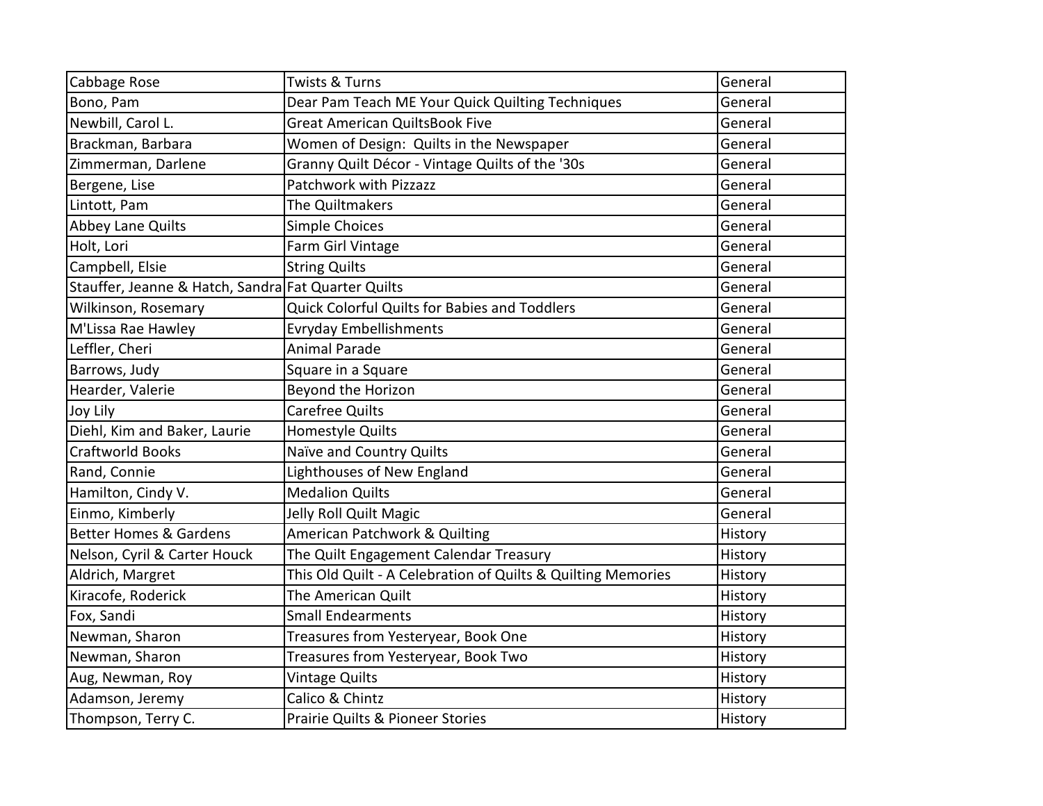| Cabbage Rose | Twists & Turns | General |
|---|---|---|
| Bono, Pam | Dear Pam Teach ME Your Quick Quilting Techniques | General |
| Newbill, Carol L. | Great American QuiltsBook Five | General |
| Brackman, Barbara | Women of Design:  Quilts in the Newspaper | General |
| Zimmerman, Darlene | Granny Quilt Décor - Vintage Quilts of the '30s | General |
| Bergene, Lise | Patchwork with Pizzazz | General |
| Lintott, Pam | The Quiltmakers | General |
| Abbey Lane Quilts | Simple Choices | General |
| Holt, Lori | Farm Girl Vintage | General |
| Campbell, Elsie | String Quilts | General |
| Stauffer, Jeanne & Hatch, Sandra | Fat Quarter Quilts | General |
| Wilkinson, Rosemary | Quick Colorful Quilts for Babies and Toddlers | General |
| M'Lissa Rae Hawley | Evryday Embellishments | General |
| Leffler, Cheri | Animal Parade | General |
| Barrows, Judy | Square in a Square | General |
| Hearder, Valerie | Beyond the Horizon | General |
| Joy Lily | Carefree Quilts | General |
| Diehl, Kim and Baker, Laurie | Homestyle Quilts | General |
| Craftworld Books | Naïve and Country Quilts | General |
| Rand, Connie | Lighthouses of New England | General |
| Hamilton, Cindy V. | Medalion Quilts | General |
| Einmo, Kimberly | Jelly Roll Quilt Magic | General |
| Better Homes & Gardens | American Patchwork & Quilting | History |
| Nelson, Cyril & Carter Houck | The Quilt Engagement Calendar Treasury | History |
| Aldrich, Margret | This Old Quilt - A Celebration of Quilts & Quilting Memories | History |
| Kiracofe, Roderick | The American Quilt | History |
| Fox, Sandi | Small Endearments | History |
| Newman, Sharon | Treasures from Yesteryear, Book One | History |
| Newman, Sharon | Treasures from Yesteryear, Book Two | History |
| Aug, Newman, Roy | Vintage Quilts | History |
| Adamson, Jeremy | Calico & Chintz | History |
| Thompson, Terry C. | Prairie Quilts & Pioneer Stories | History |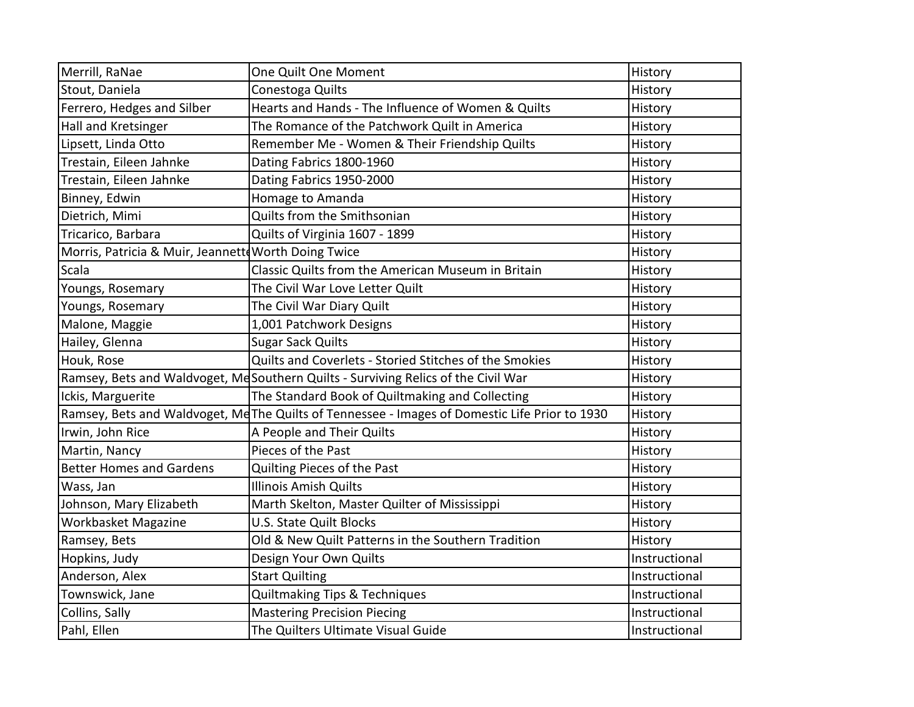| | | |
|---|---|---|
| Merrill, RaNae | One Quilt One Moment | History |
| Stout, Daniela | Conestoga Quilts | History |
| Ferrero, Hedges and Silber | Hearts and Hands - The Influence of Women & Quilts | History |
| Hall and Kretsinger | The Romance of the Patchwork Quilt in America | History |
| Lipsett, Linda Otto | Remember Me - Women & Their Friendship Quilts | History |
| Trestain, Eileen Jahnke | Dating Fabrics 1800-1960 | History |
| Trestain, Eileen Jahnke | Dating Fabrics 1950-2000 | History |
| Binney, Edwin | Homage to Amanda | History |
| Dietrich, Mimi | Quilts from the Smithsonian | History |
| Tricarico, Barbara | Quilts of Virginia 1607 - 1899 | History |
| Morris, Patricia & Muir, Jeannette | Worth Doing Twice | History |
| Scala | Classic Quilts from the American Museum in Britain | History |
| Youngs, Rosemary | The Civil War Love Letter Quilt | History |
| Youngs, Rosemary | The Civil War Diary Quilt | History |
| Malone, Maggie | 1,001 Patchwork Designs | History |
| Hailey, Glenna | Sugar Sack Quilts | History |
| Houk, Rose | Quilts and Coverlets - Storied Stitches of the Smokies | History |
| Ramsey, Bets and Waldvoget, Me | Southern Quilts - Surviving Relics of the Civil War | History |
| Ickis, Marguerite | The Standard Book of Quiltmaking and Collecting | History |
| Ramsey, Bets and Waldvoget, Me | The Quilts of Tennessee - Images of Domestic Life Prior to 1930 | History |
| Irwin, John Rice | A People and Their Quilts | History |
| Martin, Nancy | Pieces of the Past | History |
| Better Homes and Gardens | Quilting Pieces of the Past | History |
| Wass, Jan | Illinois Amish Quilts | History |
| Johnson, Mary Elizabeth | Marth Skelton, Master Quilter of Mississippi | History |
| Workbasket Magazine | U.S. State Quilt Blocks | History |
| Ramsey, Bets | Old & New Quilt Patterns in the Southern Tradition | History |
| Hopkins, Judy | Design Your Own Quilts | Instructional |
| Anderson, Alex | Start Quilting | Instructional |
| Townswick, Jane | Quiltmaking Tips & Techniques | Instructional |
| Collins, Sally | Mastering Precision Piecing | Instructional |
| Pahl, Ellen | The Quilters Ultimate Visual Guide | Instructional |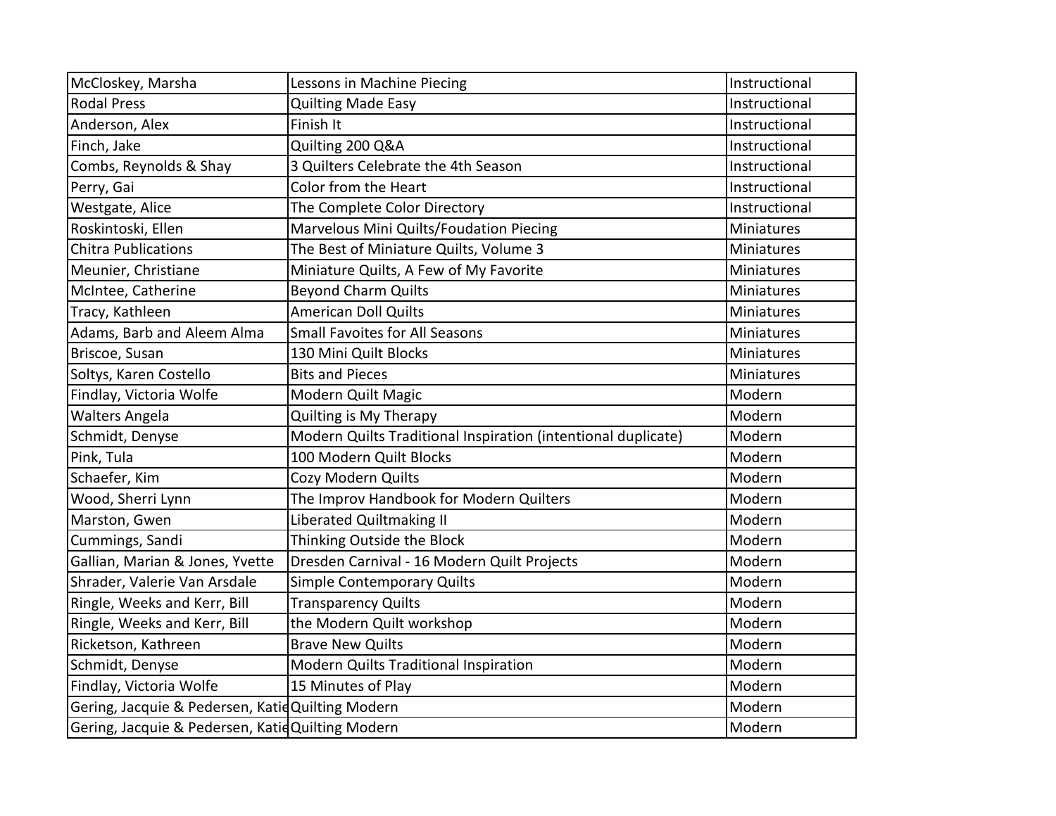| McCloskey, Marsha | Lessons in Machine Piecing | Instructional |
|---|---|---|
| Rodal Press | Quilting Made Easy | Instructional |
| Anderson, Alex | Finish It | Instructional |
| Finch, Jake | Quilting 200 Q&A | Instructional |
| Combs, Reynolds & Shay | 3 Quilters Celebrate the 4th Season | Instructional |
| Perry, Gai | Color from the Heart | Instructional |
| Westgate, Alice | The Complete Color Directory | Instructional |
| Roskintoski, Ellen | Marvelous Mini Quilts/Foudation Piecing | Miniatures |
| Chitra Publications | The Best of Miniature Quilts, Volume 3 | Miniatures |
| Meunier, Christiane | Miniature Quilts, A Few of My Favorite | Miniatures |
| McIntee, Catherine | Beyond Charm Quilts | Miniatures |
| Tracy, Kathleen | American Doll Quilts | Miniatures |
| Adams, Barb and Aleem Alma | Small Favoites for All Seasons | Miniatures |
| Briscoe, Susan | 130 Mini Quilt Blocks | Miniatures |
| Soltys, Karen Costello | Bits and Pieces | Miniatures |
| Findlay, Victoria Wolfe | Modern Quilt Magic | Modern |
| Walters Angela | Quilting is My Therapy | Modern |
| Schmidt, Denyse | Modern Quilts Traditional Inspiration (intentional duplicate) | Modern |
| Pink, Tula | 100 Modern Quilt Blocks | Modern |
| Schaefer, Kim | Cozy Modern Quilts | Modern |
| Wood, Sherri Lynn | The Improv Handbook for Modern Quilters | Modern |
| Marston, Gwen | Liberated Quiltmaking II | Modern |
| Cummings, Sandi | Thinking Outside the Block | Modern |
| Gallian, Marian & Jones, Yvette | Dresden Carnival - 16 Modern Quilt Projects | Modern |
| Shrader, Valerie Van Arsdale | Simple Contemporary Quilts | Modern |
| Ringle, Weeks and Kerr, Bill | Transparency Quilts | Modern |
| Ringle, Weeks and Kerr, Bill | the Modern Quilt workshop | Modern |
| Ricketson, Kathreen | Brave New Quilts | Modern |
| Schmidt, Denyse | Modern Quilts Traditional Inspiration | Modern |
| Findlay, Victoria Wolfe | 15 Minutes of Play | Modern |
| Gering, Jacquie & Pedersen, Katie | Quilting Modern | Modern |
| Gering, Jacquie & Pedersen, Katie | Quilting Modern | Modern |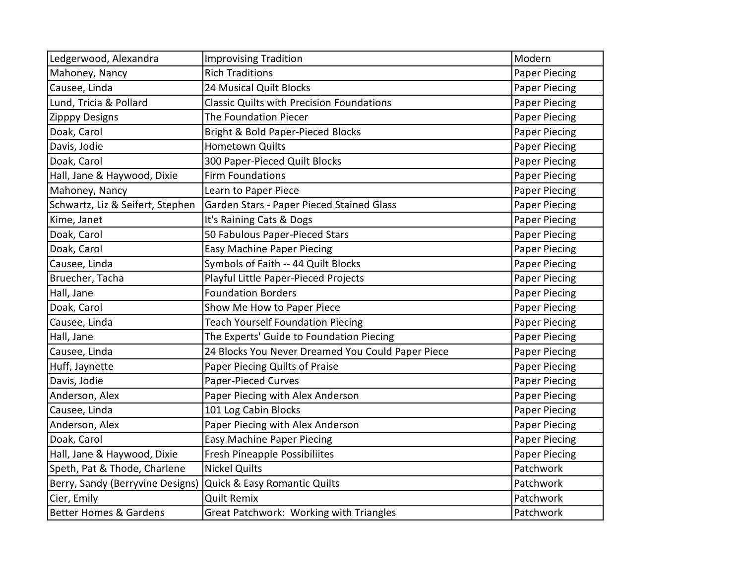| Ledgerwood, Alexandra | Improvising Tradition | Modern |
|---|---|---|
| Mahoney, Nancy | Rich Traditions | Paper Piecing |
| Causee, Linda | 24 Musical Quilt Blocks | Paper Piecing |
| Lund, Tricia & Pollard | Classic Quilts with Precision Foundations | Paper Piecing |
| Zipppy Designs | The Foundation Piecer | Paper Piecing |
| Doak, Carol | Bright & Bold Paper-Pieced Blocks | Paper Piecing |
| Davis, Jodie | Hometown Quilts | Paper Piecing |
| Doak, Carol | 300 Paper-Pieced Quilt Blocks | Paper Piecing |
| Hall, Jane & Haywood, Dixie | Firm Foundations | Paper Piecing |
| Mahoney, Nancy | Learn to Paper Piece | Paper Piecing |
| Schwartz, Liz & Seifert, Stephen | Garden Stars - Paper Pieced Stained Glass | Paper Piecing |
| Kime, Janet | It's Raining Cats & Dogs | Paper Piecing |
| Doak, Carol | 50 Fabulous Paper-Pieced Stars | Paper Piecing |
| Doak, Carol | Easy Machine Paper Piecing | Paper Piecing |
| Causee, Linda | Symbols of Faith -- 44 Quilt Blocks | Paper Piecing |
| Bruecher, Tacha | Playful Little Paper-Pieced Projects | Paper Piecing |
| Hall, Jane | Foundation Borders | Paper Piecing |
| Doak, Carol | Show Me How to Paper Piece | Paper Piecing |
| Causee, Linda | Teach Yourself Foundation Piecing | Paper Piecing |
| Hall, Jane | The Experts' Guide to Foundation Piecing | Paper Piecing |
| Causee, Linda | 24 Blocks You Never Dreamed You Could Paper Piece | Paper Piecing |
| Huff, Jaynette | Paper Piecing Quilts of Praise | Paper Piecing |
| Davis, Jodie | Paper-Pieced Curves | Paper Piecing |
| Anderson, Alex | Paper Piecing with Alex Anderson | Paper Piecing |
| Causee, Linda | 101 Log Cabin Blocks | Paper Piecing |
| Anderson, Alex | Paper Piecing with Alex Anderson | Paper Piecing |
| Doak, Carol | Easy Machine Paper Piecing | Paper Piecing |
| Hall, Jane & Haywood, Dixie | Fresh Pineapple Possibiliites | Paper Piecing |
| Speth, Pat & Thode, Charlene | Nickel Quilts | Patchwork |
| Berry, Sandy (Berryvine Designs) | Quick & Easy Romantic Quilts | Patchwork |
| Cier, Emily | Quilt Remix | Patchwork |
| Better Homes & Gardens | Great Patchwork: Working with Triangles | Patchwork |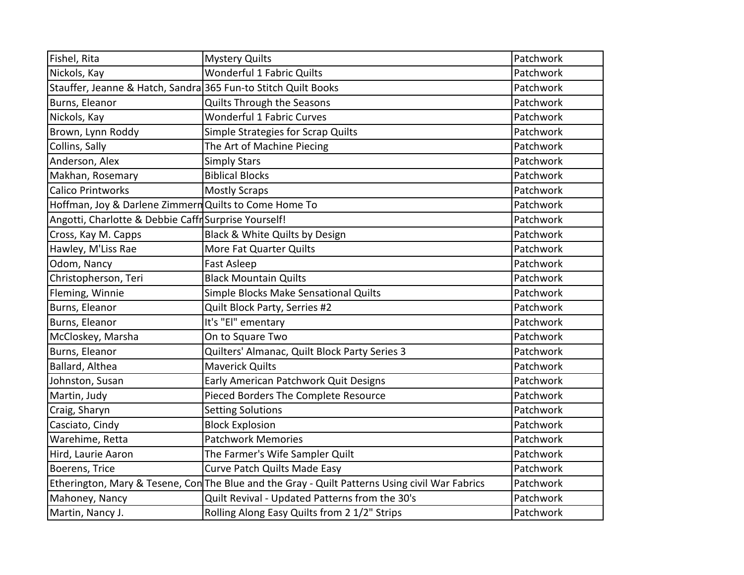| | | |
|---|---|---|
| Fishel, Rita | Mystery Quilts | Patchwork |
| Nickols, Kay | Wonderful 1 Fabric Quilts | Patchwork |
| Stauffer, Jeanne & Hatch, Sandra | 365 Fun-to Stitch Quilt Books | Patchwork |
| Burns, Eleanor | Quilts Through the Seasons | Patchwork |
| Nickols, Kay | Wonderful 1 Fabric Curves | Patchwork |
| Brown, Lynn Roddy | Simple Strategies for Scrap Quilts | Patchwork |
| Collins, Sally | The Art of Machine Piecing | Patchwork |
| Anderson, Alex | Simply Stars | Patchwork |
| Makhan, Rosemary | Biblical Blocks | Patchwork |
| Calico Printworks | Mostly Scraps | Patchwork |
| Hoffman, Joy & Darlene Zimmern | Quilts to Come Home To | Patchwork |
| Angotti, Charlotte & Debbie Caffr | Surprise Yourself! | Patchwork |
| Cross, Kay M. Capps | Black & White Quilts by Design | Patchwork |
| Hawley, M'Liss Rae | More Fat Quarter Quilts | Patchwork |
| Odom, Nancy | Fast Asleep | Patchwork |
| Christopherson, Teri | Black Mountain Quilts | Patchwork |
| Fleming, Winnie | Simple Blocks Make Sensational Quilts | Patchwork |
| Burns, Eleanor | Quilt Block Party, Serries #2 | Patchwork |
| Burns, Eleanor | It's "El" ementary | Patchwork |
| McCloskey, Marsha | On to Square Two | Patchwork |
| Burns, Eleanor | Quilters' Almanac, Quilt Block Party Series 3 | Patchwork |
| Ballard, Althea | Maverick Quilts | Patchwork |
| Johnston, Susan | Early American Patchwork Quit Designs | Patchwork |
| Martin, Judy | Pieced Borders The Complete Resource | Patchwork |
| Craig, Sharyn | Setting Solutions | Patchwork |
| Casciato, Cindy | Block Explosion | Patchwork |
| Warehime, Retta | Patchwork Memories | Patchwork |
| Hird, Laurie Aaron | The Farmer's Wife Sampler Quilt | Patchwork |
| Boerens, Trice | Curve Patch Quilts Made Easy | Patchwork |
| Etherington, Mary & Tesene, Con | The Blue and the Gray - Quilt Patterns Using civil War Fabrics | Patchwork |
| Mahoney, Nancy | Quilt Revival - Updated Patterns from the 30's | Patchwork |
| Martin, Nancy J. | Rolling Along Easy Quilts from 2 1/2" Strips | Patchwork |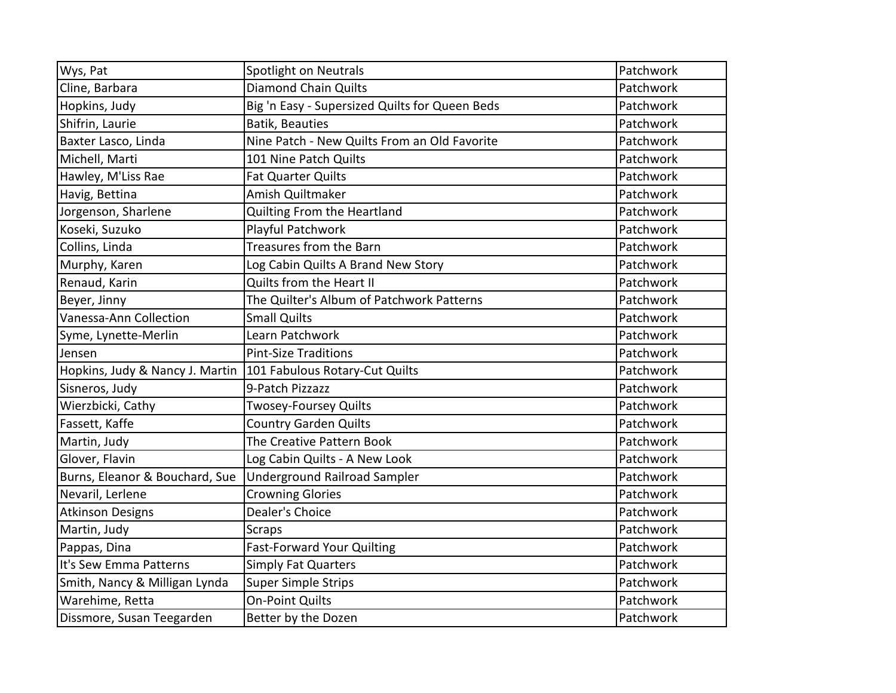| Wys, Pat | Spotlight on Neutrals | Patchwork |
|---|---|---|
| Cline, Barbara | Diamond Chain Quilts | Patchwork |
| Hopkins, Judy | Big 'n Easy - Supersized Quilts for Queen Beds | Patchwork |
| Shifrin, Laurie | Batik, Beauties | Patchwork |
| Baxter Lasco, Linda | Nine Patch - New Quilts From an Old Favorite | Patchwork |
| Michell, Marti | 101 Nine Patch Quilts | Patchwork |
| Hawley, M'Liss Rae | Fat Quarter Quilts | Patchwork |
| Havig, Bettina | Amish Quiltmaker | Patchwork |
| Jorgenson, Sharlene | Quilting From the Heartland | Patchwork |
| Koseki, Suzuko | Playful Patchwork | Patchwork |
| Collins, Linda | Treasures from the Barn | Patchwork |
| Murphy, Karen | Log Cabin Quilts A Brand New Story | Patchwork |
| Renaud, Karin | Quilts from the Heart II | Patchwork |
| Beyer, Jinny | The Quilter's Album of Patchwork Patterns | Patchwork |
| Vanessa-Ann Collection | Small Quilts | Patchwork |
| Syme, Lynette-Merlin | Learn Patchwork | Patchwork |
| Jensen | Pint-Size Traditions | Patchwork |
| Hopkins, Judy & Nancy J. Martin | 101 Fabulous Rotary-Cut Quilts | Patchwork |
| Sisneros, Judy | 9-Patch Pizzazz | Patchwork |
| Wierzbicki, Cathy | Twosey-Foursey Quilts | Patchwork |
| Fassett, Kaffe | Country Garden Quilts | Patchwork |
| Martin, Judy | The Creative Pattern Book | Patchwork |
| Glover, Flavin | Log Cabin Quilts - A New Look | Patchwork |
| Burns, Eleanor & Bouchard, Sue | Underground Railroad Sampler | Patchwork |
| Nevaril, Lerlene | Crowning Glories | Patchwork |
| Atkinson Designs | Dealer's Choice | Patchwork |
| Martin, Judy | Scraps | Patchwork |
| Pappas, Dina | Fast-Forward Your Quilting | Patchwork |
| It's Sew Emma Patterns | Simply Fat Quarters | Patchwork |
| Smith, Nancy & Milligan Lynda | Super Simple Strips | Patchwork |
| Warehime, Retta | On-Point Quilts | Patchwork |
| Dissmore, Susan Teegarden | Better by the Dozen | Patchwork |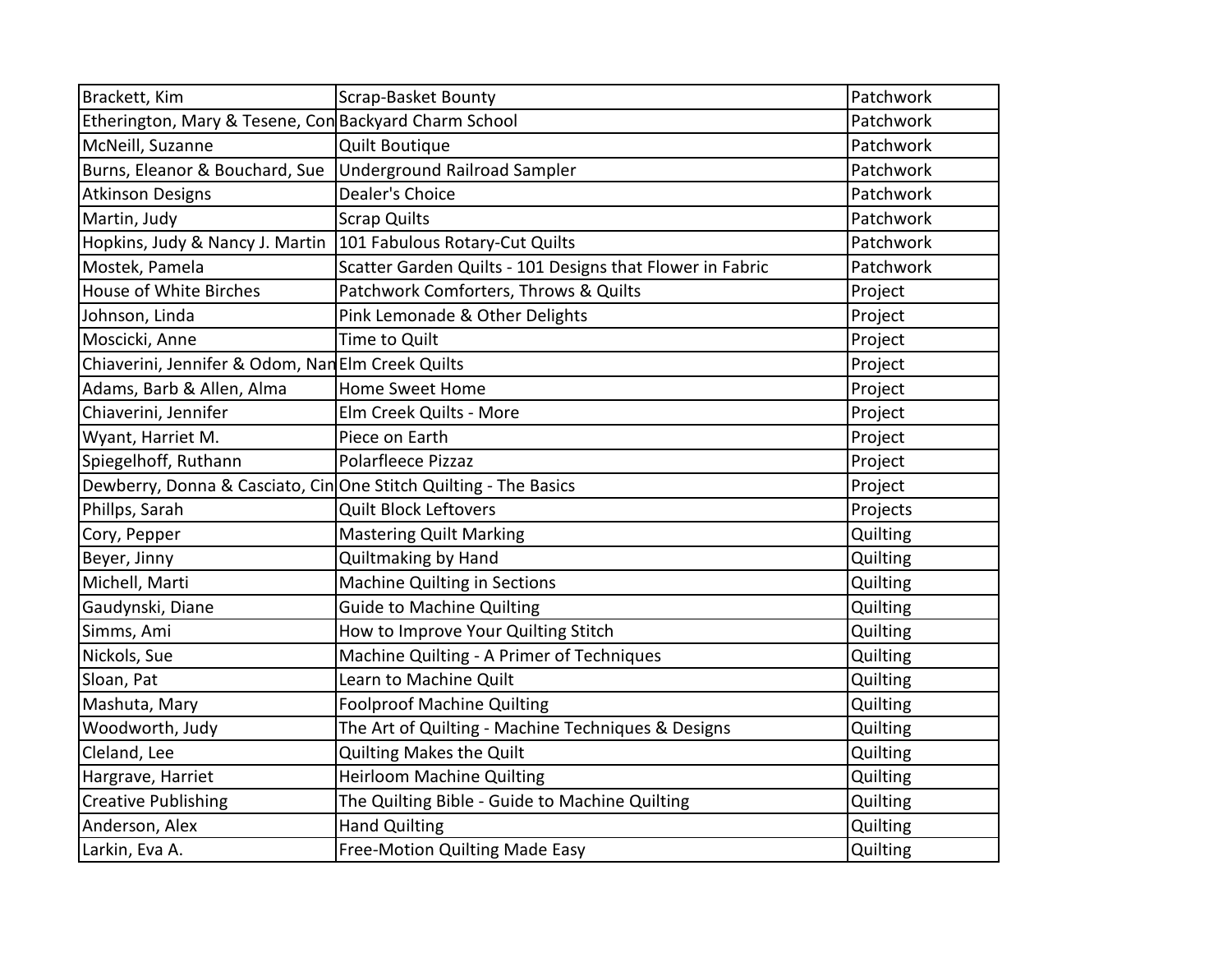| Brackett, Kim | Scrap-Basket Bounty | Patchwork |
|---|---|---|
| Etherington, Mary & Tesene, Con | Backyard Charm School | Patchwork |
| McNeill, Suzanne | Quilt Boutique | Patchwork |
| Burns, Eleanor & Bouchard, Sue | Underground Railroad Sampler | Patchwork |
| Atkinson Designs | Dealer's Choice | Patchwork |
| Martin, Judy | Scrap Quilts | Patchwork |
| Hopkins, Judy & Nancy J. Martin | 101 Fabulous Rotary-Cut Quilts | Patchwork |
| Mostek, Pamela | Scatter Garden Quilts - 101 Designs that Flower in Fabric | Patchwork |
| House of White Birches | Patchwork Comforters, Throws & Quilts | Project |
| Johnson, Linda | Pink Lemonade & Other Delights | Project |
| Moscicki, Anne | Time to Quilt | Project |
| Chiaverini, Jennifer & Odom, Nan | Elm Creek Quilts | Project |
| Adams, Barb & Allen, Alma | Home Sweet Home | Project |
| Chiaverini, Jennifer | Elm Creek Quilts - More | Project |
| Wyant, Harriet M. | Piece on Earth | Project |
| Spiegelhoff, Ruthann | Polarfleece Pizzaz | Project |
| Dewberry, Donna & Casciato, Cin | One Stitch Quilting - The Basics | Project |
| Phillps, Sarah | Quilt Block Leftovers | Projects |
| Cory, Pepper | Mastering Quilt Marking | Quilting |
| Beyer, Jinny | Quiltmaking by Hand | Quilting |
| Michell, Marti | Machine Quilting in Sections | Quilting |
| Gaudynski, Diane | Guide to Machine Quilting | Quilting |
| Simms, Ami | How to Improve Your Quilting Stitch | Quilting |
| Nickols, Sue | Machine Quilting - A Primer of Techniques | Quilting |
| Sloan, Pat | Learn to Machine Quilt | Quilting |
| Mashuta, Mary | Foolproof Machine Quilting | Quilting |
| Woodworth, Judy | The Art of Quilting - Machine Techniques & Designs | Quilting |
| Cleland, Lee | Quilting Makes the Quilt | Quilting |
| Hargrave, Harriet | Heirloom Machine Quilting | Quilting |
| Creative Publishing | The Quilting Bible - Guide to Machine Quilting | Quilting |
| Anderson, Alex | Hand Quilting | Quilting |
| Larkin, Eva A. | Free-Motion Quilting Made Easy | Quilting |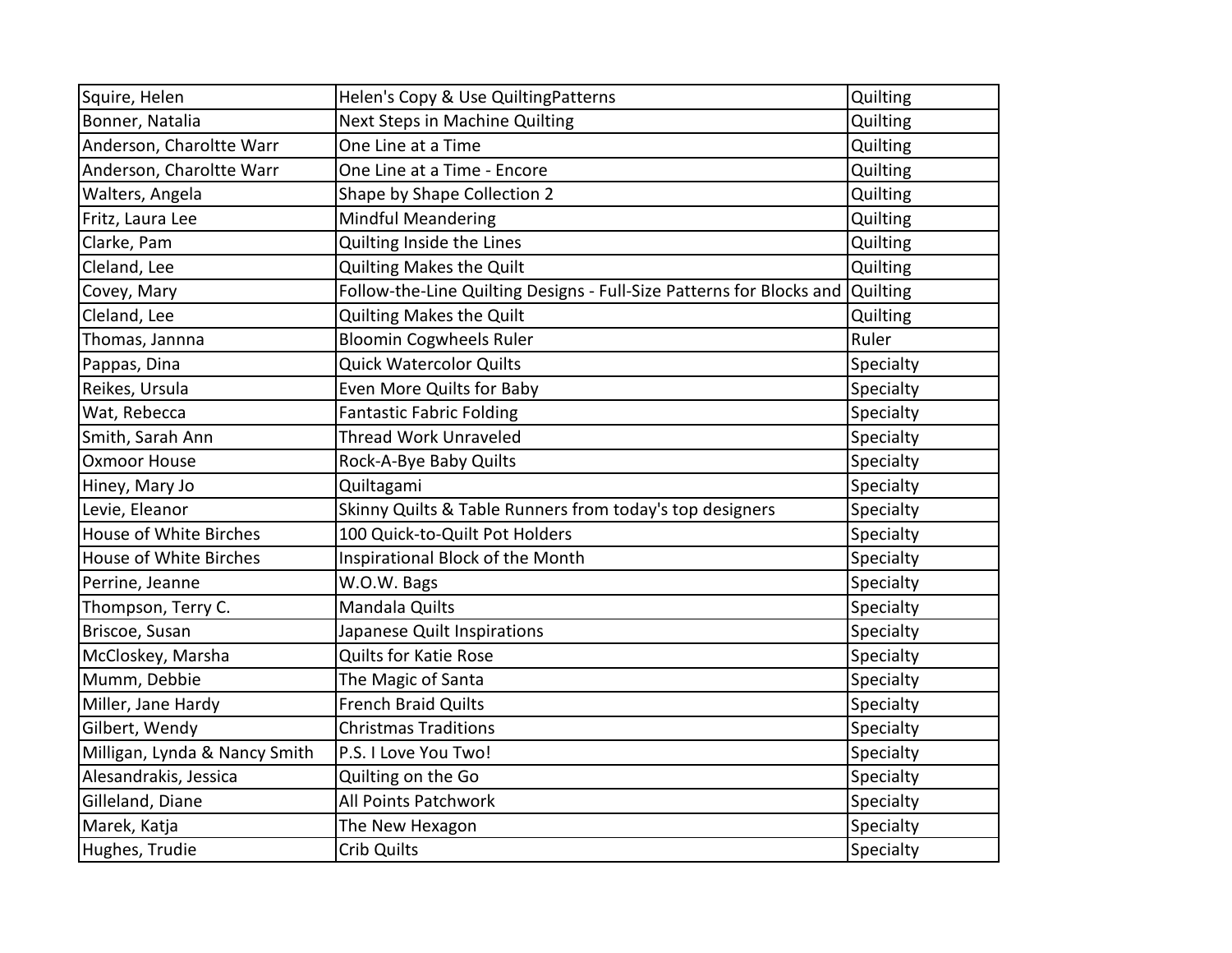| Squire, Helen | Helen's Copy & Use QuiltingPatterns | Quilting |
|---|---|---|
| Bonner, Natalia | Next Steps in Machine Quilting | Quilting |
| Anderson, Charoltte Warr | One Line at a Time | Quilting |
| Anderson, Charoltte Warr | One Line at a Time - Encore | Quilting |
| Walters, Angela | Shape by Shape Collection 2 | Quilting |
| Fritz, Laura Lee | Mindful Meandering | Quilting |
| Clarke, Pam | Quilting Inside the Lines | Quilting |
| Cleland, Lee | Quilting Makes the Quilt | Quilting |
| Covey, Mary | Follow-the-Line Quilting Designs - Full-Size Patterns for Blocks and | Quilting |
| Cleland, Lee | Quilting Makes the Quilt | Quilting |
| Thomas, Jannna | Bloomin Cogwheels Ruler | Ruler |
| Pappas, Dina | Quick Watercolor Quilts | Specialty |
| Reikes, Ursula | Even More Quilts for Baby | Specialty |
| Wat, Rebecca | Fantastic Fabric Folding | Specialty |
| Smith, Sarah Ann | Thread Work Unraveled | Specialty |
| Oxmoor House | Rock-A-Bye Baby Quilts | Specialty |
| Hiney, Mary Jo | Quiltagami | Specialty |
| Levie, Eleanor | Skinny Quilts & Table Runners from today's top designers | Specialty |
| House of White Birches | 100 Quick-to-Quilt Pot Holders | Specialty |
| House of White Birches | Inspirational Block of the Month | Specialty |
| Perrine, Jeanne | W.O.W. Bags | Specialty |
| Thompson, Terry C. | Mandala Quilts | Specialty |
| Briscoe, Susan | Japanese Quilt Inspirations | Specialty |
| McCloskey, Marsha | Quilts for Katie Rose | Specialty |
| Mumm, Debbie | The Magic of Santa | Specialty |
| Miller, Jane Hardy | French Braid Quilts | Specialty |
| Gilbert, Wendy | Christmas Traditions | Specialty |
| Milligan, Lynda & Nancy Smith | P.S. I Love You Two! | Specialty |
| Alesandrakis, Jessica | Quilting on the Go | Specialty |
| Gilleland, Diane | All Points Patchwork | Specialty |
| Marek, Katja | The New Hexagon | Specialty |
| Hughes, Trudie | Crib Quilts | Specialty |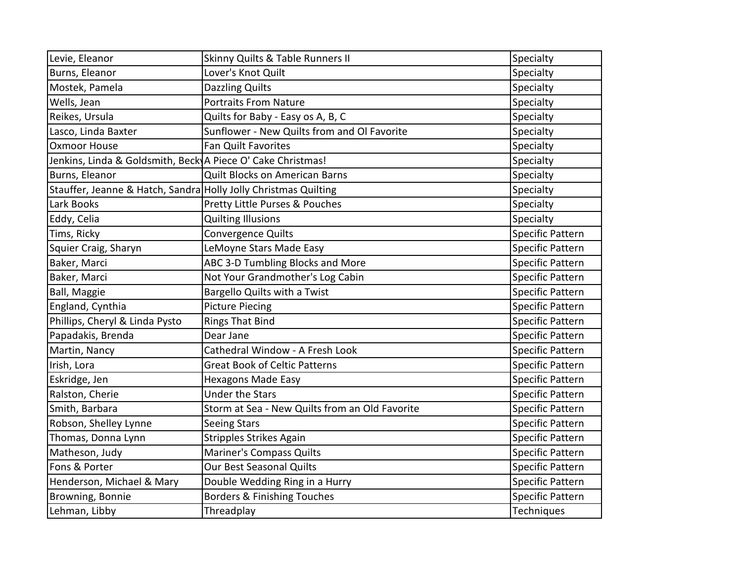| Levie, Eleanor | Skinny Quilts & Table Runners II | Specialty |
|---|---|---|
| Burns, Eleanor | Lover's Knot Quilt | Specialty |
| Mostek, Pamela | Dazzling Quilts | Specialty |
| Wells, Jean | Portraits From Nature | Specialty |
| Reikes, Ursula | Quilts for Baby - Easy os A, B, C | Specialty |
| Lasco, Linda Baxter | Sunflower - New Quilts from and Ol Favorite | Specialty |
| Oxmoor House | Fan Quilt Favorites | Specialty |
| Jenkins, Linda & Goldsmith, Beck | A Piece O' Cake Christmas! | Specialty |
| Burns, Eleanor | Quilt Blocks on American Barns | Specialty |
| Stauffer, Jeanne & Hatch, Sandra | Holly Jolly Christmas Quilting | Specialty |
| Lark Books | Pretty Little Purses & Pouches | Specialty |
| Eddy, Celia | Quilting Illusions | Specialty |
| Tims, Ricky | Convergence Quilts | Specific Pattern |
| Squier Craig, Sharyn | LeMoyne Stars Made Easy | Specific Pattern |
| Baker, Marci | ABC 3-D Tumbling Blocks and More | Specific Pattern |
| Baker, Marci | Not Your Grandmother's Log Cabin | Specific Pattern |
| Ball, Maggie | Bargello Quilts with a Twist | Specific Pattern |
| England, Cynthia | Picture Piecing | Specific Pattern |
| Phillips, Cheryl & Linda Pysto | Rings That Bind | Specific Pattern |
| Papadakis, Brenda | Dear Jane | Specific Pattern |
| Martin, Nancy | Cathedral Window - A Fresh Look | Specific Pattern |
| Irish, Lora | Great Book of Celtic Patterns | Specific Pattern |
| Eskridge, Jen | Hexagons Made Easy | Specific Pattern |
| Ralston, Cherie | Under the Stars | Specific Pattern |
| Smith, Barbara | Storm at Sea - New Quilts from an Old Favorite | Specific Pattern |
| Robson, Shelley Lynne | Seeing Stars | Specific Pattern |
| Thomas, Donna Lynn | Stripples Strikes Again | Specific Pattern |
| Matheson, Judy | Mariner's Compass Quilts | Specific Pattern |
| Fons & Porter | Our Best Seasonal Quilts | Specific Pattern |
| Henderson, Michael & Mary | Double Wedding Ring in a Hurry | Specific Pattern |
| Browning, Bonnie | Borders & Finishing Touches | Specific Pattern |
| Lehman, Libby | Threadplay | Techniques |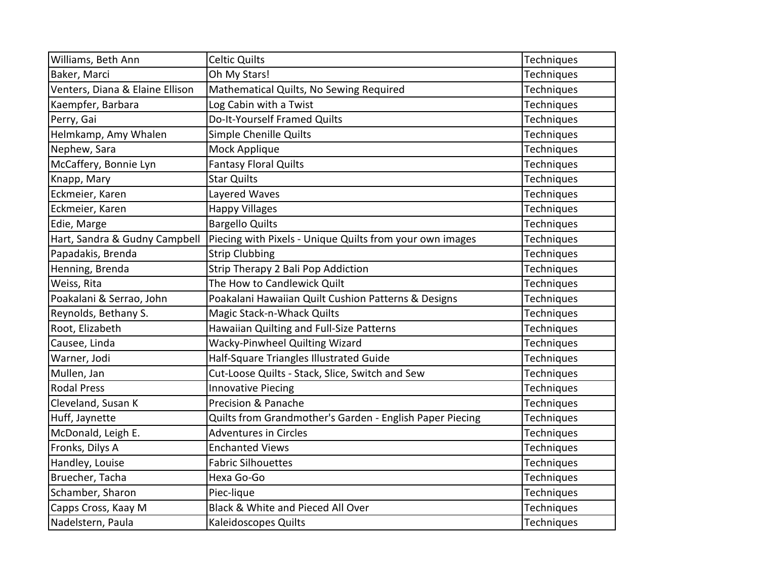| Williams, Beth Ann | Celtic Quilts | Techniques |
|---|---|---|
| Baker, Marci | Oh My Stars! | Techniques |
| Venters, Diana & Elaine Ellison | Mathematical Quilts, No Sewing Required | Techniques |
| Kaempfer, Barbara | Log Cabin with a Twist | Techniques |
| Perry, Gai | Do-It-Yourself Framed Quilts | Techniques |
| Helmkamp, Amy Whalen | Simple Chenille Quilts | Techniques |
| Nephew, Sara | Mock Applique | Techniques |
| McCaffery, Bonnie Lyn | Fantasy Floral Quilts | Techniques |
| Knapp, Mary | Star Quilts | Techniques |
| Eckmeier, Karen | Layered Waves | Techniques |
| Eckmeier, Karen | Happy Villages | Techniques |
| Edie, Marge | Bargello Quilts | Techniques |
| Hart, Sandra & Gudny Campbell | Piecing with Pixels - Unique Quilts from your own images | Techniques |
| Papadakis, Brenda | Strip Clubbing | Techniques |
| Henning, Brenda | Strip Therapy 2 Bali Pop Addiction | Techniques |
| Weiss, Rita | The How to Candlewick Quilt | Techniques |
| Poakalani & Serrao, John | Poakalani Hawaiian Quilt Cushion Patterns & Designs | Techniques |
| Reynolds, Bethany S. | Magic Stack-n-Whack Quilts | Techniques |
| Root, Elizabeth | Hawaiian Quilting and Full-Size Patterns | Techniques |
| Causee, Linda | Wacky-Pinwheel Quilting Wizard | Techniques |
| Warner, Jodi | Half-Square Triangles Illustrated Guide | Techniques |
| Mullen, Jan | Cut-Loose Quilts - Stack, Slice, Switch and Sew | Techniques |
| Rodal Press | Innovative Piecing | Techniques |
| Cleveland, Susan K | Precision & Panache | Techniques |
| Huff, Jaynette | Quilts from Grandmother's Garden - English Paper Piecing | Techniques |
| McDonald, Leigh E. | Adventures in Circles | Techniques |
| Fronks, Dilys A | Enchanted Views | Techniques |
| Handley, Louise | Fabric Silhouettes | Techniques |
| Bruecher, Tacha | Hexa Go-Go | Techniques |
| Schamber, Sharon | Piec-lique | Techniques |
| Capps Cross, Kaay M | Black & White and Pieced All Over | Techniques |
| Nadelstern, Paula | Kaleidoscopes Quilts | Techniques |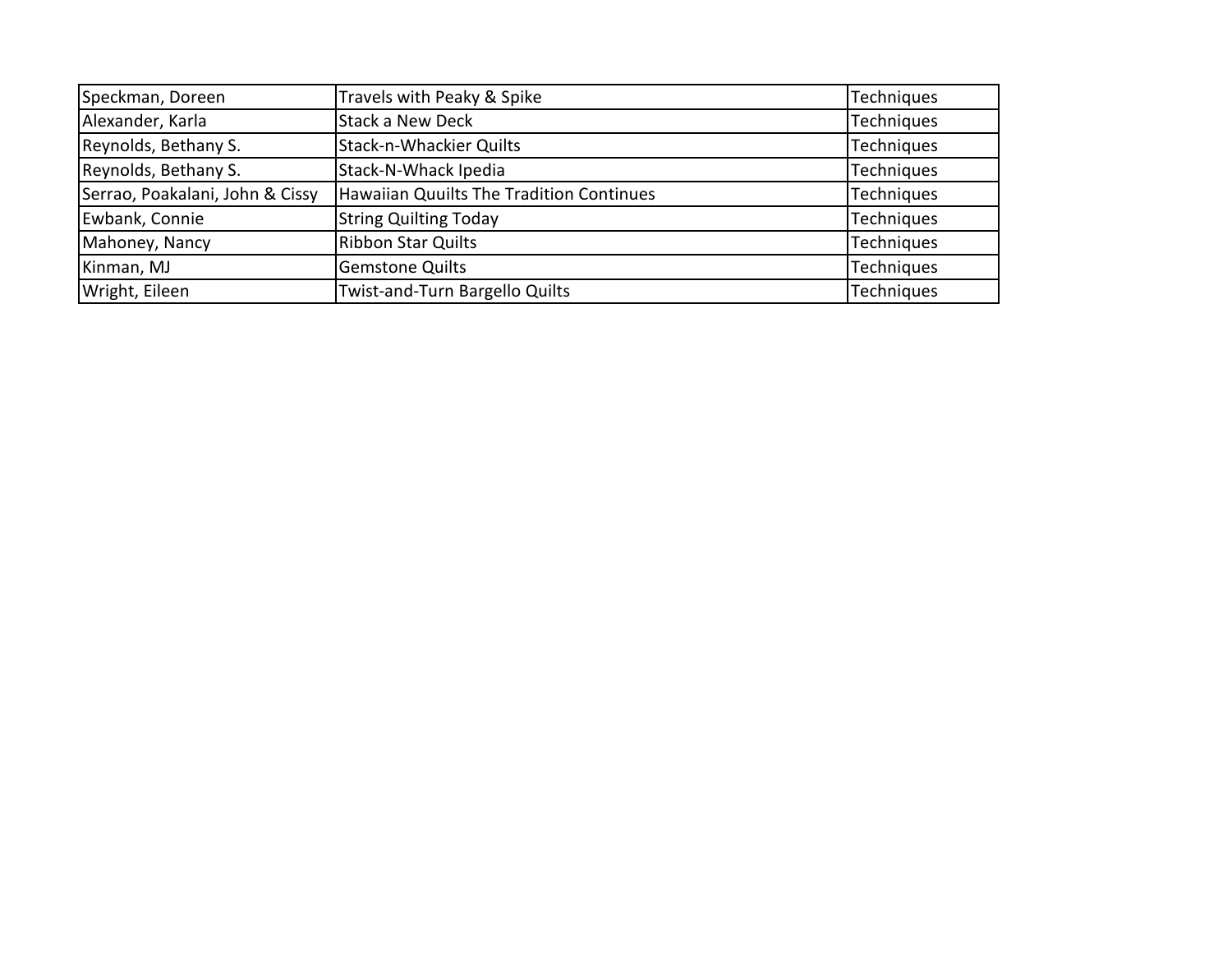| | | |
|---|---|---|
| Speckman, Doreen | Travels with Peaky & Spike | Techniques |
| Alexander, Karla | Stack a New Deck | Techniques |
| Reynolds, Bethany S. | Stack-n-Whackier Quilts | Techniques |
| Reynolds, Bethany S. | Stack-N-Whack Ipedia | Techniques |
| Serrao, Poakalani, John & Cissy | Hawaiian Quuilts The Tradition Continues | Techniques |
| Ewbank, Connie | String Quilting Today | Techniques |
| Mahoney, Nancy | Ribbon Star Quilts | Techniques |
| Kinman, MJ | Gemstone Quilts | Techniques |
| Wright, Eileen | Twist-and-Turn Bargello Quilts | Techniques |